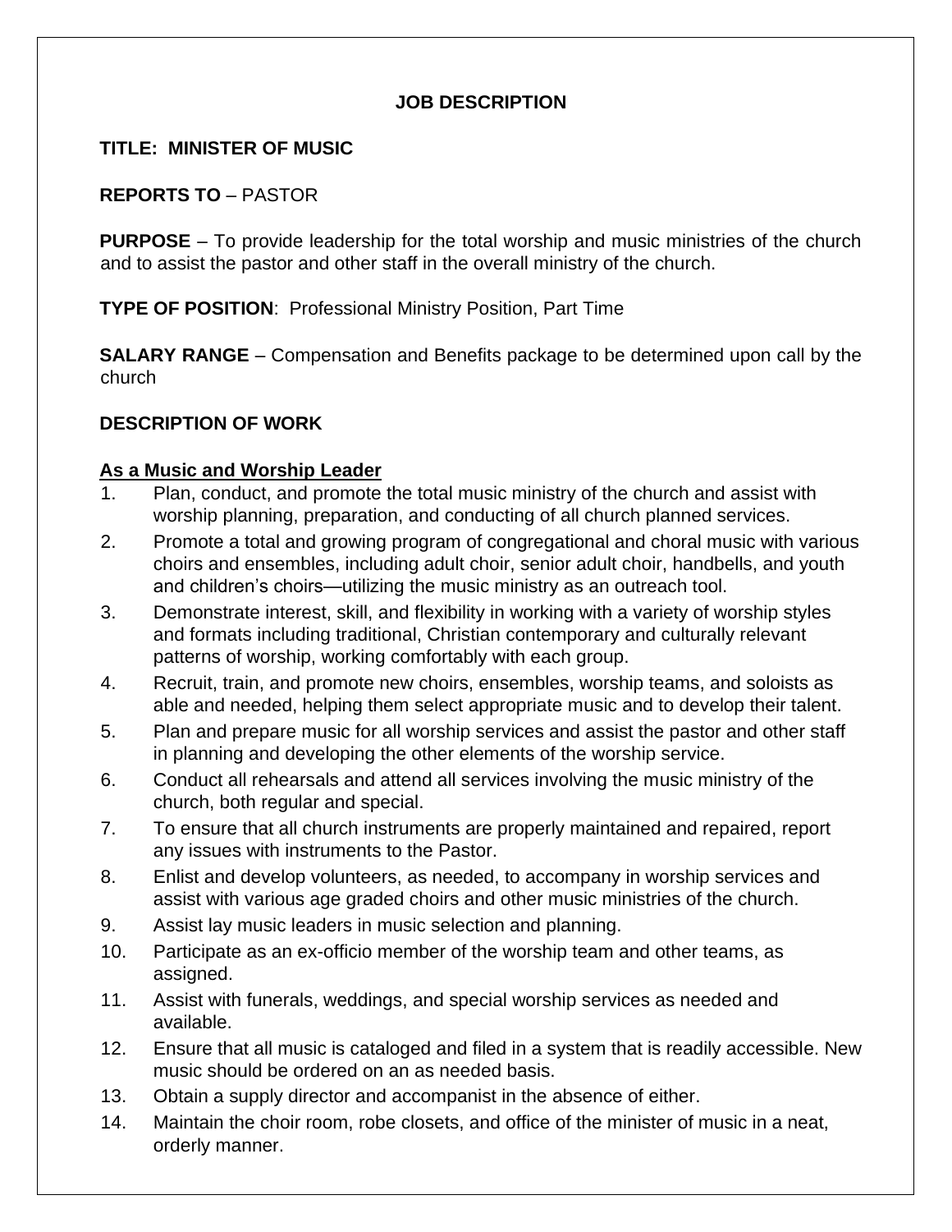# JOB DESCRIPTION

**TITLE: MINISTER OF MUSIC**

**REPORTS TO** – PASTOR

**PURPOSE** – To provide leadership for the total worship and music ministries of the church and to assist the pastor and other staff in the overall ministry of the church.

**TYPE OF POSITION**: Professional Ministry Position, Part Time

**SALARY RANGE** – Compensation and Benefits package to be determined upon call by the church

## DESCRIPTION OF WORK

### As a Music and Worship Leader

1. Plan, conduct, and promote the total music ministry of the church and assist with worship planning, preparation, and conducting of all church planned services.
2. Promote a total and growing program of congregational and choral music with various choirs and ensembles, including adult choir, senior adult choir, handbells, and youth and children's choirs—utilizing the music ministry as an outreach tool.
3. Demonstrate interest, skill, and flexibility in working with a variety of worship styles and formats including traditional, Christian contemporary and culturally relevant patterns of worship, working comfortably with each group.
4. Recruit, train, and promote new choirs, ensembles, worship teams, and soloists as able and needed, helping them select appropriate music and to develop their talent.
5. Plan and prepare music for all worship services and assist the pastor and other staff in planning and developing the other elements of the worship service.
6. Conduct all rehearsals and attend all services involving the music ministry of the church, both regular and special.
7. To ensure that all church instruments are properly maintained and repaired, report any issues with instruments to the Pastor.
8. Enlist and develop volunteers, as needed, to accompany in worship services and assist with various age graded choirs and other music ministries of the church.
9. Assist lay music leaders in music selection and planning.
10. Participate as an ex-officio member of the worship team and other teams, as assigned.
11. Assist with funerals, weddings, and special worship services as needed and available.
12. Ensure that all music is cataloged and filed in a system that is readily accessible. New music should be ordered on an as needed basis.
13. Obtain a supply director and accompanist in the absence of either.
14. Maintain the choir room, robe closets, and office of the minister of music in a neat, orderly manner.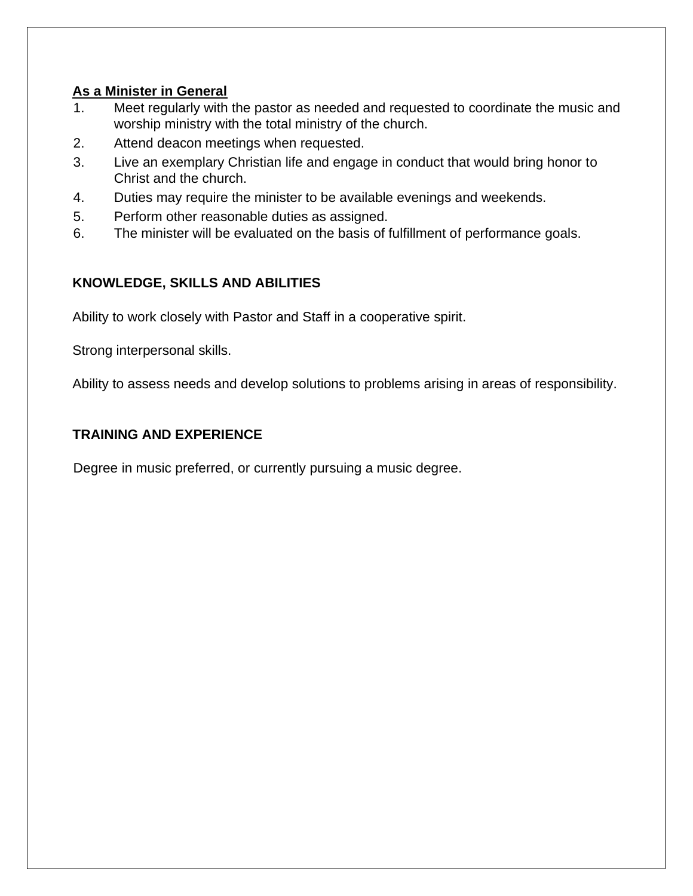**<u>As a Minister in General</u>**

1. Meet regularly with the pastor as needed and requested to coordinate the music and worship ministry with the total ministry of the church.
2. Attend deacon meetings when requested.
3. Live an exemplary Christian life and engage in conduct that would bring honor to Christ and the church.
4. Duties may require the minister to be available evenings and weekends.
5. Perform other reasonable duties as assigned.
6. The minister will be evaluated on the basis of fulfillment of performance goals.

## KNOWLEDGE, SKILLS AND ABILITIES

Ability to work closely with Pastor and Staff in a cooperative spirit.

Strong interpersonal skills.

Ability to assess needs and develop solutions to problems arising in areas of responsibility.

## TRAINING AND EXPERIENCE

Degree in music preferred, or currently pursuing a music degree.